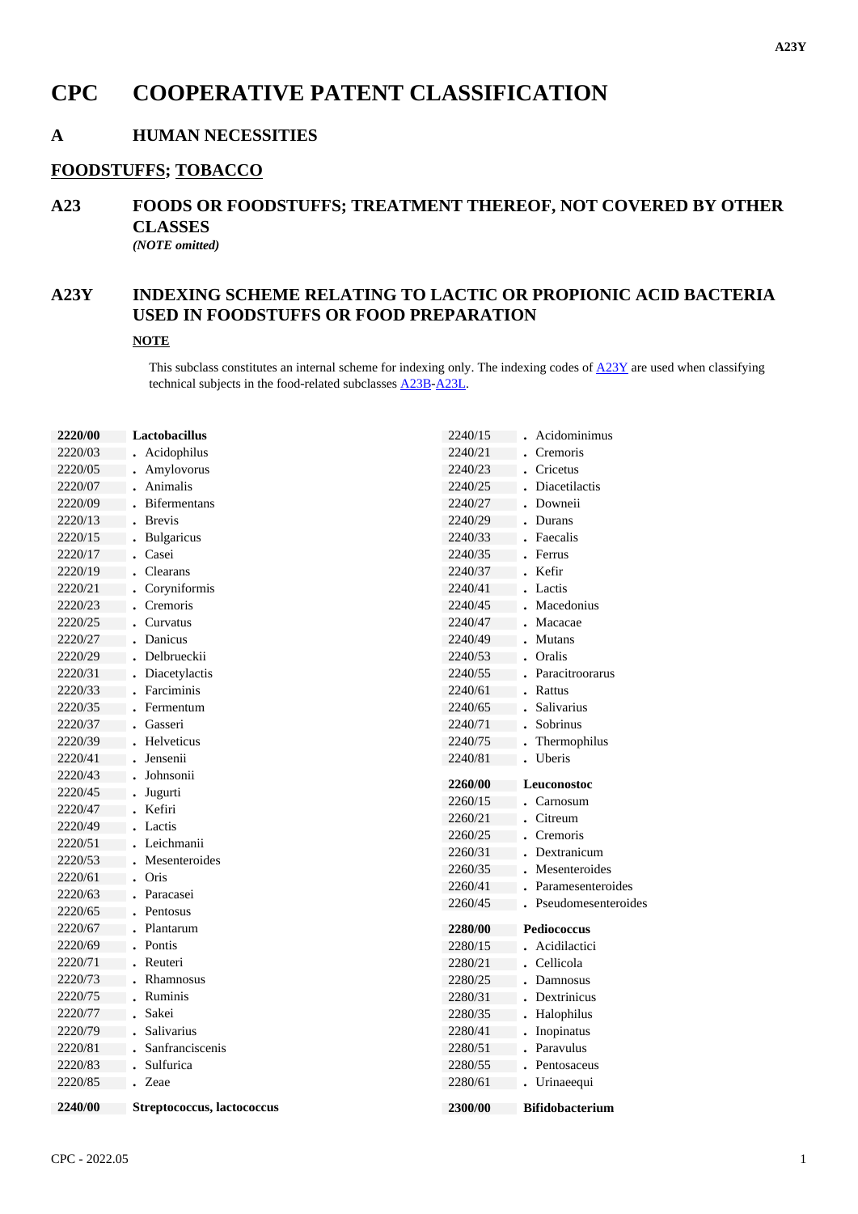# CPC COOPERATIVE PATENT CLASSIFICATION

## A HUMAN NECESSITIES

## FOODSTUFFS; TOBACCO

## A23 FOODS OR FOODSTUFFS; TREATMENT THEREOF, NOT COVERED BY OTHER CLASSES

*(NOTE omitted)*

## A23Y INDEXING SCHEME RELATING TO LACTIC OR PROPIONIC ACID BACTERIA USED IN FOODSTUFFS OR FOOD PREPARATION

**NOTE**

This subclass constitutes an internal scheme for indexing only. The indexing codes of A23Y are used when classifying technical subjects in the food-related subclasses A23B-A23L.

| Code | Title |
|---|---|
| **2220/00** | **Lactobacillus** |
| 2220/03 | . Acidophilus |
| 2220/05 | . Amylovorus |
| 2220/07 | . Animalis |
| 2220/09 | . Bifermentans |
| 2220/13 | . Brevis |
| 2220/15 | . Bulgaricus |
| 2220/17 | . Casei |
| 2220/19 | . Clearans |
| 2220/21 | . Coryniformis |
| 2220/23 | . Cremoris |
| 2220/25 | . Curvatus |
| 2220/27 | . Danicus |
| 2220/29 | . Delbrueckii |
| 2220/31 | . Diacetylactis |
| 2220/33 | . Farciminis |
| 2220/35 | . Fermentum |
| 2220/37 | . Gasseri |
| 2220/39 | . Helveticus |
| 2220/41 | . Jensenii |
| 2220/43 | . Johnsonii |
| 2220/45 | . Jugurti |
| 2220/47 | . Kefiri |
| 2220/49 | . Lactis |
| 2220/51 | . Leichmanii |
| 2220/53 | . Mesenteroides |
| 2220/61 | . Oris |
| 2220/63 | . Paracasei |
| 2220/65 | . Pentosus |
| 2220/67 | . Plantarum |
| 2220/69 | . Pontis |
| 2220/71 | . Reuteri |
| 2220/73 | . Rhamnosus |
| 2220/75 | . Ruminis |
| 2220/77 | . Sakei |
| 2220/79 | . Salivarius |
| 2220/81 | . Sanfranciscenis |
| 2220/83 | . Sulfurica |
| 2220/85 | . Zeae |
| **2240/00** | **Streptococcus, lactococcus** |
| 2240/15 | . Acidominimus |
| 2240/21 | . Cremoris |
| 2240/23 | . Cricetus |
| 2240/25 | . Diacetilactis |
| 2240/27 | . Downeii |
| 2240/29 | . Durans |
| 2240/33 | . Faecalis |
| 2240/35 | . Ferrus |
| 2240/37 | . Kefir |
| 2240/41 | . Lactis |
| 2240/45 | . Macedonius |
| 2240/47 | . Macacae |
| 2240/49 | . Mutans |
| 2240/53 | . Oralis |
| 2240/55 | . Paracitroorarus |
| 2240/61 | . Rattus |
| 2240/65 | . Salivarius |
| 2240/71 | . Sobrinus |
| 2240/75 | . Thermophilus |
| 2240/81 | . Uberis |
| **2260/00** | **Leuconostoc** |
| 2260/15 | . Carnosum |
| 2260/21 | . Citreum |
| 2260/25 | . Cremoris |
| 2260/31 | . Dextranicum |
| 2260/35 | . Mesenteroides |
| 2260/41 | . Paramesenteroides |
| 2260/45 | . Pseudomesenteroides |
| **2280/00** | **Pediococcus** |
| 2280/15 | . Acidilactici |
| 2280/21 | . Cellicola |
| 2280/25 | . Damnosus |
| 2280/31 | . Dextrinicus |
| 2280/35 | . Halophilus |
| 2280/41 | . Inopinatus |
| 2280/51 | . Paravulus |
| 2280/55 | . Pentosaceus |
| 2280/61 | . Urinaeequi |
| **2300/00** | **Bifidobacterium** |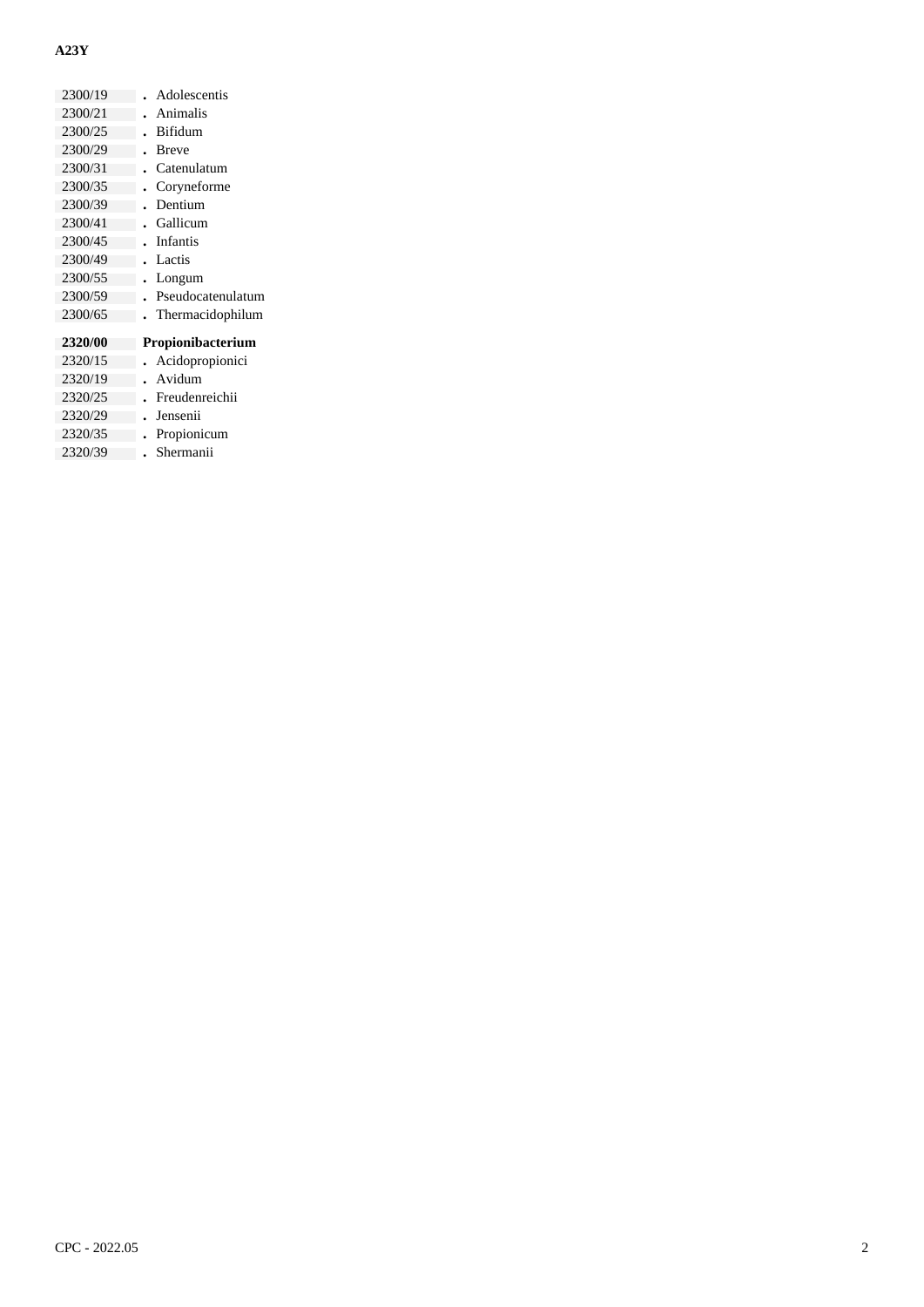| | |
|---|---|
| 2300/19 | . Adolescentis |
| 2300/21 | . Animalis |
| 2300/25 | . Bifidum |
| 2300/29 | . Breve |
| 2300/31 | . Catenulatum |
| 2300/35 | . Coryneforme |
| 2300/39 | . Dentium |
| 2300/41 | . Gallicum |
| 2300/45 | . Infantis |
| 2300/49 | . Lactis |
| 2300/55 | . Longum |
| 2300/59 | . Pseudocatenulatum |
| 2300/65 | . Thermacidophilum |
| **2320/00** | **Propionibacterium** |
| 2320/15 | . Acidopropionici |
| 2320/19 | . Avidum |
| 2320/25 | . Freudenreichii |
| 2320/29 | . Jensenii |
| 2320/35 | . Propionicum |
| 2320/39 | . Shermanii |